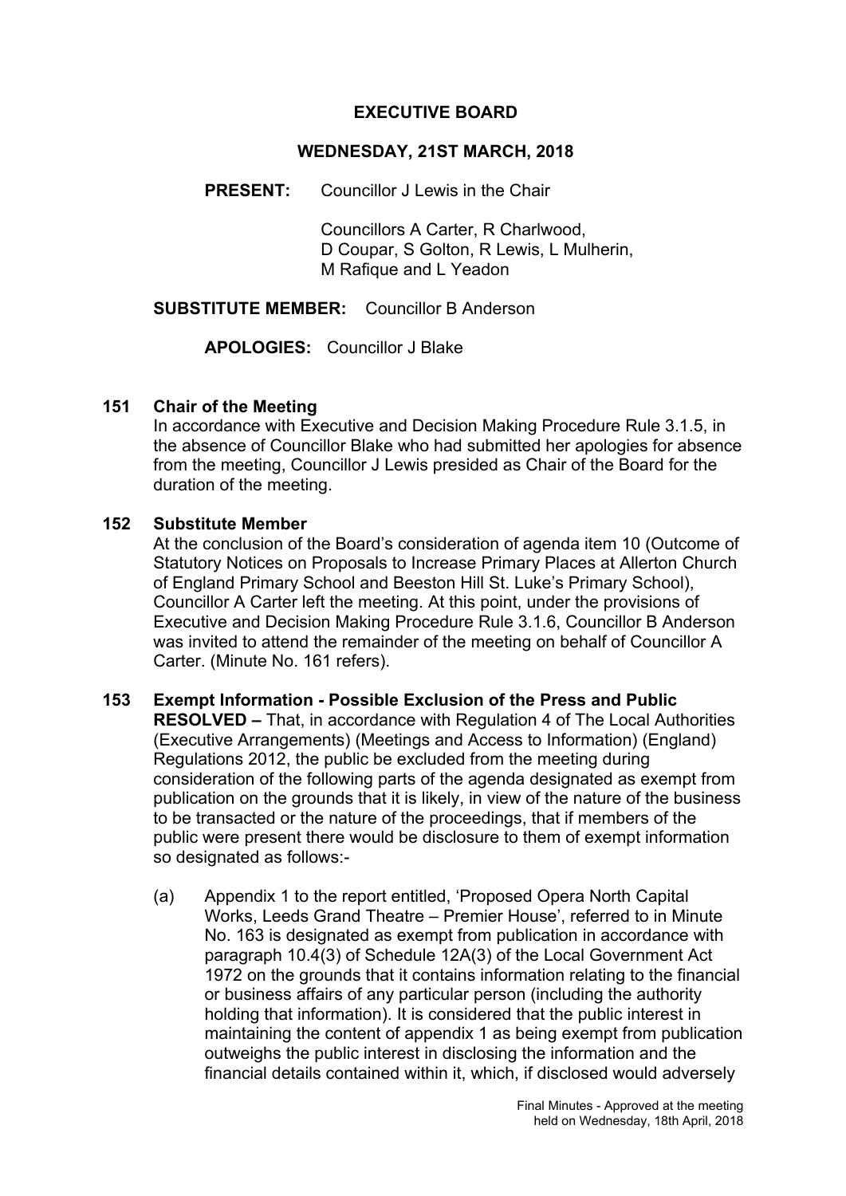# EXECUTIVE BOARD

## WEDNESDAY, 21ST MARCH, 2018

**PRESENT:** Councillor J Lewis in the Chair

Councillors A Carter, R Charlwood, D Coupar, S Golton, R Lewis, L Mulherin, M Rafique and L Yeadon

**SUBSTITUTE MEMBER:** Councillor B Anderson

**APOLOGIES:** Councillor J Blake

**151 Chair of the Meeting**

In accordance with Executive and Decision Making Procedure Rule 3.1.5, in the absence of Councillor Blake who had submitted her apologies for absence from the meeting, Councillor J Lewis presided as Chair of the Board for the duration of the meeting.

**152 Substitute Member**

At the conclusion of the Board's consideration of agenda item 10 (Outcome of Statutory Notices on Proposals to Increase Primary Places at Allerton Church of England Primary School and Beeston Hill St. Luke's Primary School), Councillor A Carter left the meeting. At this point, under the provisions of Executive and Decision Making Procedure Rule 3.1.6, Councillor B Anderson was invited to attend the remainder of the meeting on behalf of Councillor A Carter. (Minute No. 161 refers).

**153 Exempt Information - Possible Exclusion of the Press and Public**

**RESOLVED –** That, in accordance with Regulation 4 of The Local Authorities (Executive Arrangements) (Meetings and Access to Information) (England) Regulations 2012, the public be excluded from the meeting during consideration of the following parts of the agenda designated as exempt from publication on the grounds that it is likely, in view of the nature of the business to be transacted or the nature of the proceedings, that if members of the public were present there would be disclosure to them of exempt information so designated as follows:-

(a) Appendix 1 to the report entitled, 'Proposed Opera North Capital Works, Leeds Grand Theatre – Premier House', referred to in Minute No. 163 is designated as exempt from publication in accordance with paragraph 10.4(3) of Schedule 12A(3) of the Local Government Act 1972 on the grounds that it contains information relating to the financial or business affairs of any particular person (including the authority holding that information). It is considered that the public interest in maintaining the content of appendix 1 as being exempt from publication outweighs the public interest in disclosing the information and the financial details contained within it, which, if disclosed would adversely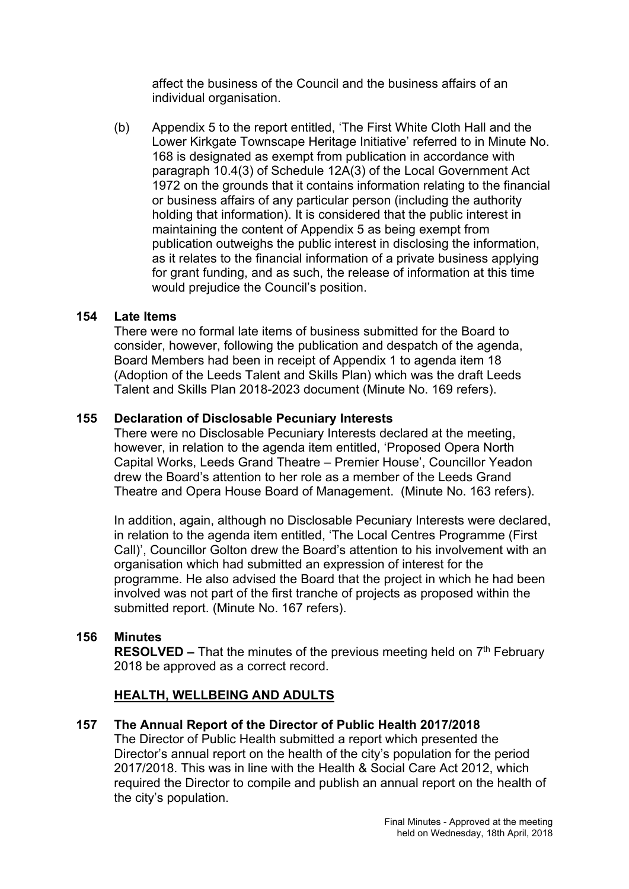affect the business of the Council and the business affairs of an individual organisation.

(b) Appendix 5 to the report entitled, 'The First White Cloth Hall and the Lower Kirkgate Townscape Heritage Initiative' referred to in Minute No. 168 is designated as exempt from publication in accordance with paragraph 10.4(3) of Schedule 12A(3) of the Local Government Act 1972 on the grounds that it contains information relating to the financial or business affairs of any particular person (including the authority holding that information). It is considered that the public interest in maintaining the content of Appendix 5 as being exempt from publication outweighs the public interest in disclosing the information, as it relates to the financial information of a private business applying for grant funding, and as such, the release of information at this time would prejudice the Council's position.

**154 Late Items**

There were no formal late items of business submitted for the Board to consider, however, following the publication and despatch of the agenda, Board Members had been in receipt of Appendix 1 to agenda item 18 (Adoption of the Leeds Talent and Skills Plan) which was the draft Leeds Talent and Skills Plan 2018-2023 document (Minute No. 169 refers).

**155 Declaration of Disclosable Pecuniary Interests**

There were no Disclosable Pecuniary Interests declared at the meeting, however, in relation to the agenda item entitled, 'Proposed Opera North Capital Works, Leeds Grand Theatre – Premier House', Councillor Yeadon drew the Board's attention to her role as a member of the Leeds Grand Theatre and Opera House Board of Management. (Minute No. 163 refers).

In addition, again, although no Disclosable Pecuniary Interests were declared, in relation to the agenda item entitled, 'The Local Centres Programme (First Call)', Councillor Golton drew the Board's attention to his involvement with an organisation which had submitted an expression of interest for the programme. He also advised the Board that the project in which he had been involved was not part of the first tranche of projects as proposed within the submitted report. (Minute No. 167 refers).

**156 Minutes**

**RESOLVED –** That the minutes of the previous meeting held on 7th February 2018 be approved as a correct record.

**HEALTH, WELLBEING AND ADULTS**

**157 The Annual Report of the Director of Public Health 2017/2018**

The Director of Public Health submitted a report which presented the Director's annual report on the health of the city's population for the period 2017/2018. This was in line with the Health & Social Care Act 2012, which required the Director to compile and publish an annual report on the health of the city's population.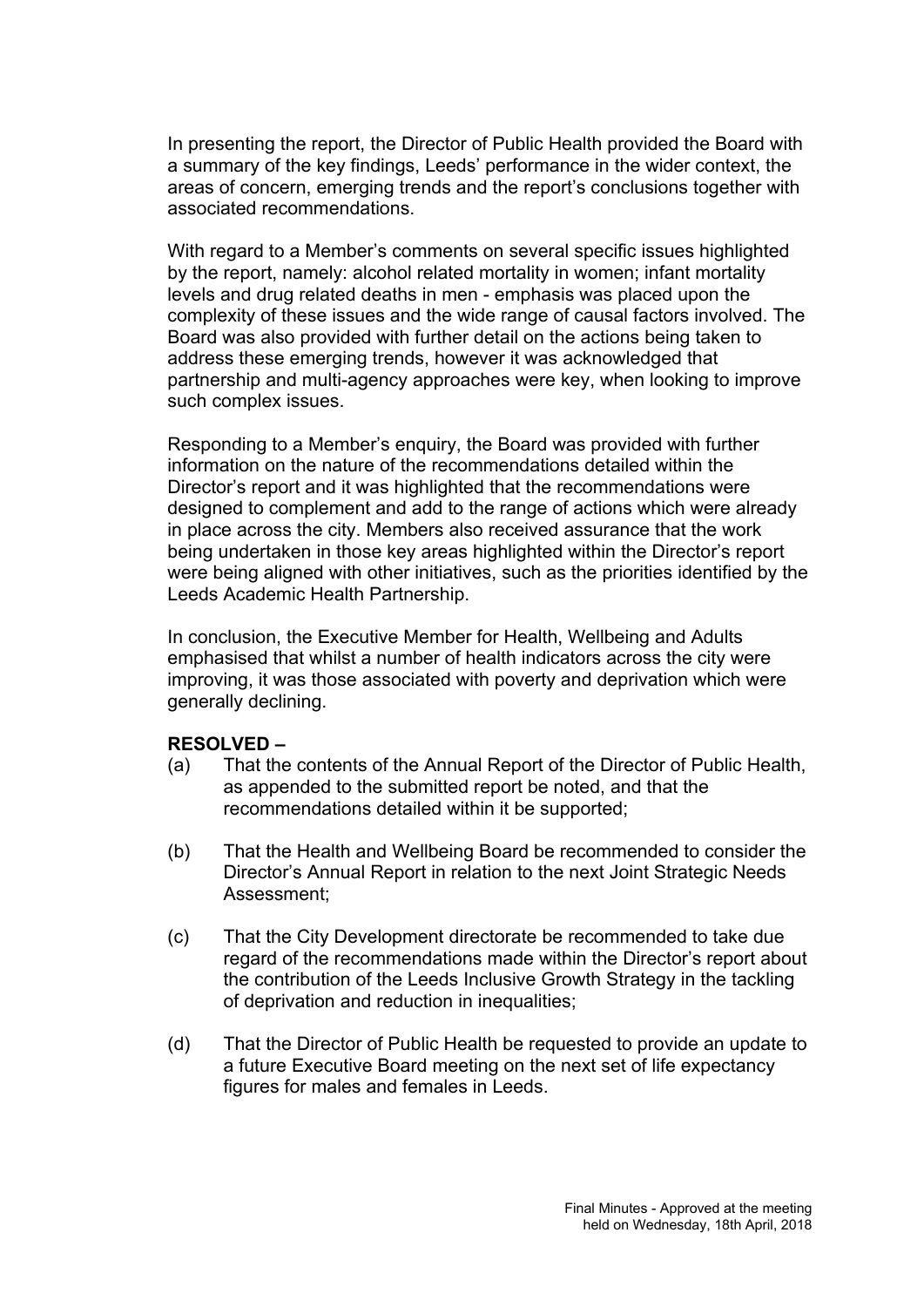In presenting the report, the Director of Public Health provided the Board with a summary of the key findings, Leeds' performance in the wider context, the areas of concern, emerging trends and the report's conclusions together with associated recommendations.

With regard to a Member's comments on several specific issues highlighted by the report, namely: alcohol related mortality in women; infant mortality levels and drug related deaths in men - emphasis was placed upon the complexity of these issues and the wide range of causal factors involved. The Board was also provided with further detail on the actions being taken to address these emerging trends, however it was acknowledged that partnership and multi-agency approaches were key, when looking to improve such complex issues.

Responding to a Member's enquiry, the Board was provided with further information on the nature of the recommendations detailed within the Director's report and it was highlighted that the recommendations were designed to complement and add to the range of actions which were already in place across the city. Members also received assurance that the work being undertaken in those key areas highlighted within the Director's report were being aligned with other initiatives, such as the priorities identified by the Leeds Academic Health Partnership.

In conclusion, the Executive Member for Health, Wellbeing and Adults emphasised that whilst a number of health indicators across the city were improving, it was those associated with poverty and deprivation which were generally declining.

**RESOLVED –**

(a) That the contents of the Annual Report of the Director of Public Health, as appended to the submitted report be noted, and that the recommendations detailed within it be supported;

(b) That the Health and Wellbeing Board be recommended to consider the Director's Annual Report in relation to the next Joint Strategic Needs Assessment;

(c) That the City Development directorate be recommended to take due regard of the recommendations made within the Director's report about the contribution of the Leeds Inclusive Growth Strategy in the tackling of deprivation and reduction in inequalities;

(d) That the Director of Public Health be requested to provide an update to a future Executive Board meeting on the next set of life expectancy figures for males and females in Leeds.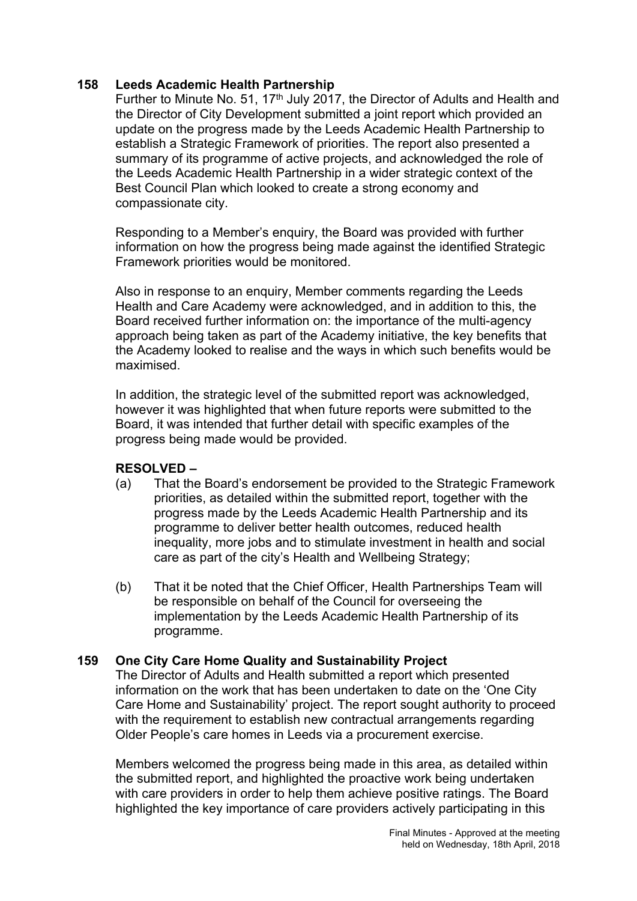**158 Leeds Academic Health Partnership**

Further to Minute No. 51, 17th July 2017, the Director of Adults and Health and the Director of City Development submitted a joint report which provided an update on the progress made by the Leeds Academic Health Partnership to establish a Strategic Framework of priorities. The report also presented a summary of its programme of active projects, and acknowledged the role of the Leeds Academic Health Partnership in a wider strategic context of the Best Council Plan which looked to create a strong economy and compassionate city.

Responding to a Member's enquiry, the Board was provided with further information on how the progress being made against the identified Strategic Framework priorities would be monitored.

Also in response to an enquiry, Member comments regarding the Leeds Health and Care Academy were acknowledged, and in addition to this, the Board received further information on: the importance of the multi-agency approach being taken as part of the Academy initiative, the key benefits that the Academy looked to realise and the ways in which such benefits would be maximised.

In addition, the strategic level of the submitted report was acknowledged, however it was highlighted that when future reports were submitted to the Board, it was intended that further detail with specific examples of the progress being made would be provided.

**RESOLVED –**

(a) That the Board's endorsement be provided to the Strategic Framework priorities, as detailed within the submitted report, together with the progress made by the Leeds Academic Health Partnership and its programme to deliver better health outcomes, reduced health inequality, more jobs and to stimulate investment in health and social care as part of the city's Health and Wellbeing Strategy;

(b) That it be noted that the Chief Officer, Health Partnerships Team will be responsible on behalf of the Council for overseeing the implementation by the Leeds Academic Health Partnership of its programme.

**159 One City Care Home Quality and Sustainability Project**

The Director of Adults and Health submitted a report which presented information on the work that has been undertaken to date on the 'One City Care Home and Sustainability' project. The report sought authority to proceed with the requirement to establish new contractual arrangements regarding Older People's care homes in Leeds via a procurement exercise.

Members welcomed the progress being made in this area, as detailed within the submitted report, and highlighted the proactive work being undertaken with care providers in order to help them achieve positive ratings. The Board highlighted the key importance of care providers actively participating in this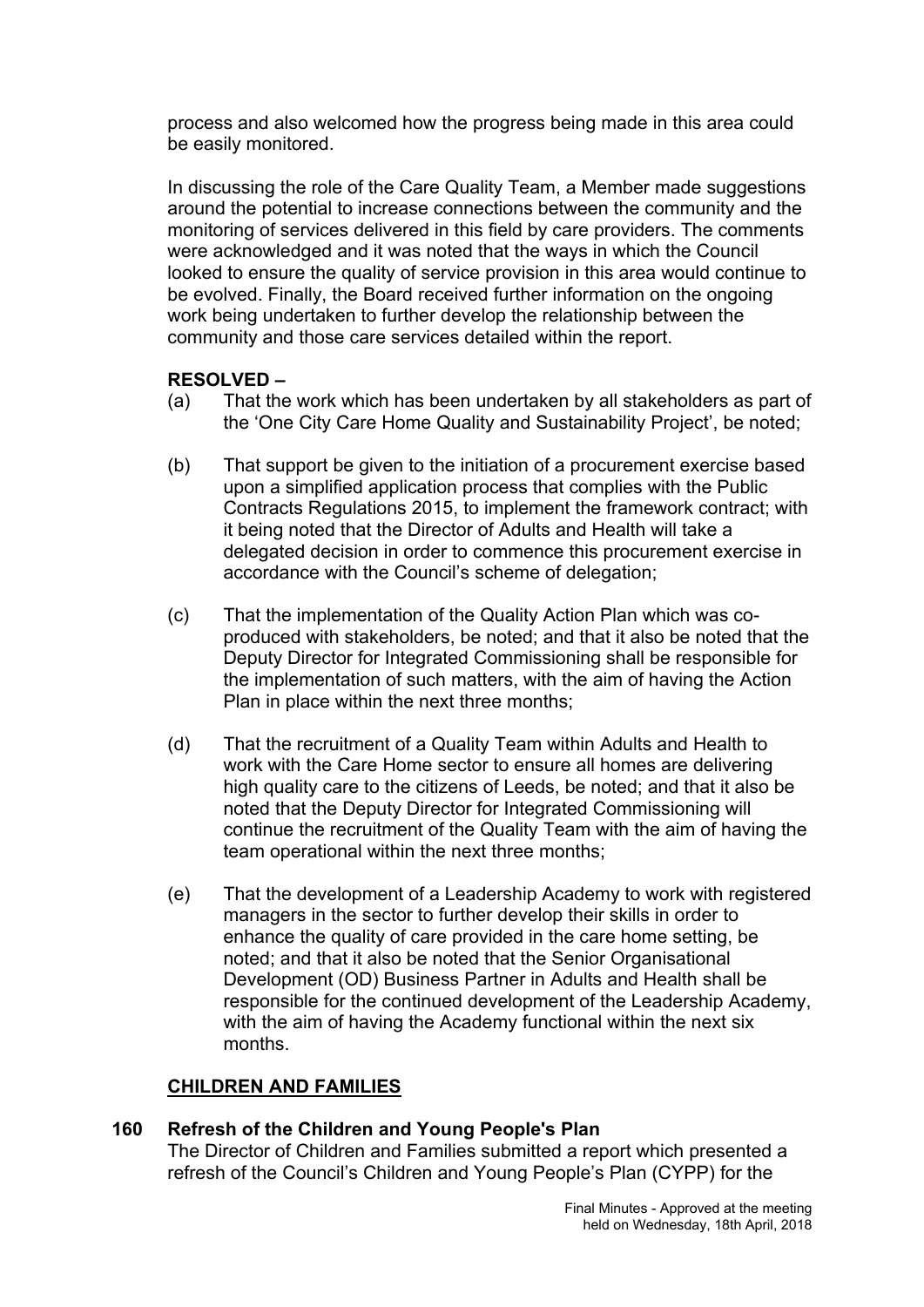process and also welcomed how the progress being made in this area could be easily monitored.

In discussing the role of the Care Quality Team, a Member made suggestions around the potential to increase connections between the community and the monitoring of services delivered in this field by care providers. The comments were acknowledged and it was noted that the ways in which the Council looked to ensure the quality of service provision in this area would continue to be evolved. Finally, the Board received further information on the ongoing work being undertaken to further develop the relationship between the community and those care services detailed within the report.

**RESOLVED –**

(a) That the work which has been undertaken by all stakeholders as part of the 'One City Care Home Quality and Sustainability Project', be noted;

(b) That support be given to the initiation of a procurement exercise based upon a simplified application process that complies with the Public Contracts Regulations 2015, to implement the framework contract; with it being noted that the Director of Adults and Health will take a delegated decision in order to commence this procurement exercise in accordance with the Council's scheme of delegation;

(c) That the implementation of the Quality Action Plan which was co-produced with stakeholders, be noted; and that it also be noted that the Deputy Director for Integrated Commissioning shall be responsible for the implementation of such matters, with the aim of having the Action Plan in place within the next three months;

(d) That the recruitment of a Quality Team within Adults and Health to work with the Care Home sector to ensure all homes are delivering high quality care to the citizens of Leeds, be noted; and that it also be noted that the Deputy Director for Integrated Commissioning will continue the recruitment of the Quality Team with the aim of having the team operational within the next three months;

(e) That the development of a Leadership Academy to work with registered managers in the sector to further develop their skills in order to enhance the quality of care provided in the care home setting, be noted; and that it also be noted that the Senior Organisational Development (OD) Business Partner in Adults and Health shall be responsible for the continued development of the Leadership Academy, with the aim of having the Academy functional within the next six months.

## CHILDREN AND FAMILIES

### 160 Refresh of the Children and Young People's Plan

The Director of Children and Families submitted a report which presented a refresh of the Council's Children and Young People's Plan (CYPP) for the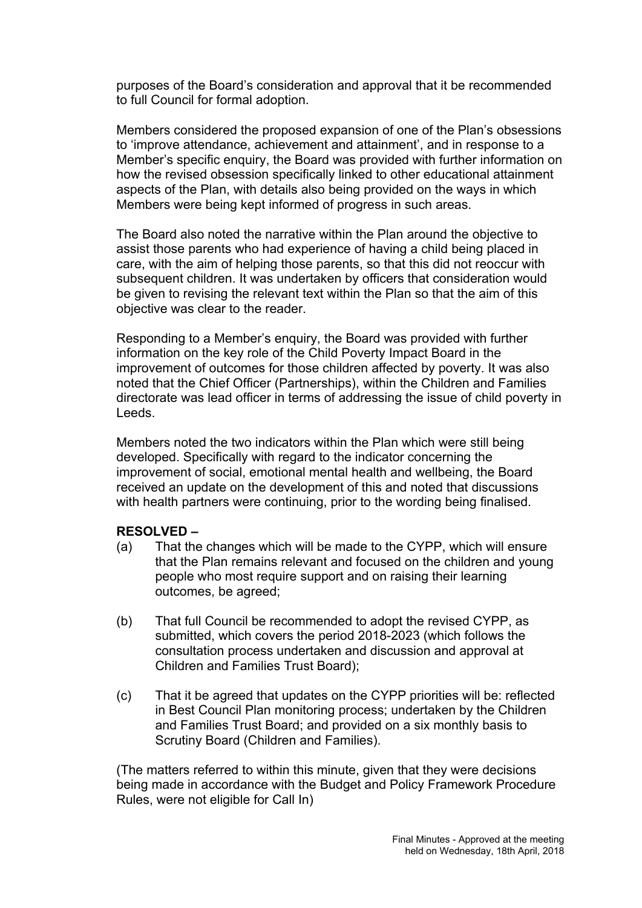purposes of the Board's consideration and approval that it be recommended to full Council for formal adoption.

Members considered the proposed expansion of one of the Plan's obsessions to 'improve attendance, achievement and attainment', and in response to a Member's specific enquiry, the Board was provided with further information on how the revised obsession specifically linked to other educational attainment aspects of the Plan, with details also being provided on the ways in which Members were being kept informed of progress in such areas.

The Board also noted the narrative within the Plan around the objective to assist those parents who had experience of having a child being placed in care, with the aim of helping those parents, so that this did not reoccur with subsequent children. It was undertaken by officers that consideration would be given to revising the relevant text within the Plan so that the aim of this objective was clear to the reader.

Responding to a Member's enquiry, the Board was provided with further information on the key role of the Child Poverty Impact Board in the improvement of outcomes for those children affected by poverty. It was also noted that the Chief Officer (Partnerships), within the Children and Families directorate was lead officer in terms of addressing the issue of child poverty in Leeds.

Members noted the two indicators within the Plan which were still being developed. Specifically with regard to the indicator concerning the improvement of social, emotional mental health and wellbeing, the Board received an update on the development of this and noted that discussions with health partners were continuing, prior to the wording being finalised.

**RESOLVED –**

(a) That the changes which will be made to the CYPP, which will ensure that the Plan remains relevant and focused on the children and young people who most require support and on raising their learning outcomes, be agreed;

(b) That full Council be recommended to adopt the revised CYPP, as submitted, which covers the period 2018-2023 (which follows the consultation process undertaken and discussion and approval at Children and Families Trust Board);

(c) That it be agreed that updates on the CYPP priorities will be: reflected in Best Council Plan monitoring process; undertaken by the Children and Families Trust Board; and provided on a six monthly basis to Scrutiny Board (Children and Families).

(The matters referred to within this minute, given that they were decisions being made in accordance with the Budget and Policy Framework Procedure Rules, were not eligible for Call In)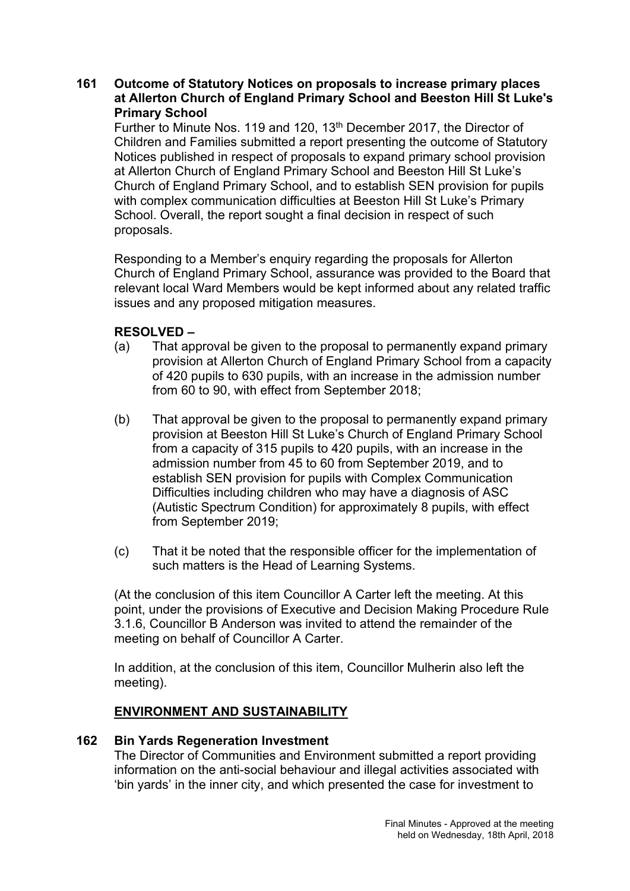**161 Outcome of Statutory Notices on proposals to increase primary places at Allerton Church of England Primary School and Beeston Hill St Luke's Primary School**

Further to Minute Nos. 119 and 120, 13th December 2017, the Director of Children and Families submitted a report presenting the outcome of Statutory Notices published in respect of proposals to expand primary school provision at Allerton Church of England Primary School and Beeston Hill St Luke's Church of England Primary School, and to establish SEN provision for pupils with complex communication difficulties at Beeston Hill St Luke's Primary School. Overall, the report sought a final decision in respect of such proposals.

Responding to a Member's enquiry regarding the proposals for Allerton Church of England Primary School, assurance was provided to the Board that relevant local Ward Members would be kept informed about any related traffic issues and any proposed mitigation measures.

**RESOLVED –**

(a) That approval be given to the proposal to permanently expand primary provision at Allerton Church of England Primary School from a capacity of 420 pupils to 630 pupils, with an increase in the admission number from 60 to 90, with effect from September 2018;

(b) That approval be given to the proposal to permanently expand primary provision at Beeston Hill St Luke's Church of England Primary School from a capacity of 315 pupils to 420 pupils, with an increase in the admission number from 45 to 60 from September 2019, and to establish SEN provision for pupils with Complex Communication Difficulties including children who may have a diagnosis of ASC (Autistic Spectrum Condition) for approximately 8 pupils, with effect from September 2019;

(c) That it be noted that the responsible officer for the implementation of such matters is the Head of Learning Systems.

(At the conclusion of this item Councillor A Carter left the meeting. At this point, under the provisions of Executive and Decision Making Procedure Rule 3.1.6, Councillor B Anderson was invited to attend the remainder of the meeting on behalf of Councillor A Carter.

In addition, at the conclusion of this item, Councillor Mulherin also left the meeting).

## ENVIRONMENT AND SUSTAINABILITY

**162 Bin Yards Regeneration Investment**

The Director of Communities and Environment submitted a report providing information on the anti-social behaviour and illegal activities associated with 'bin yards' in the inner city, and which presented the case for investment to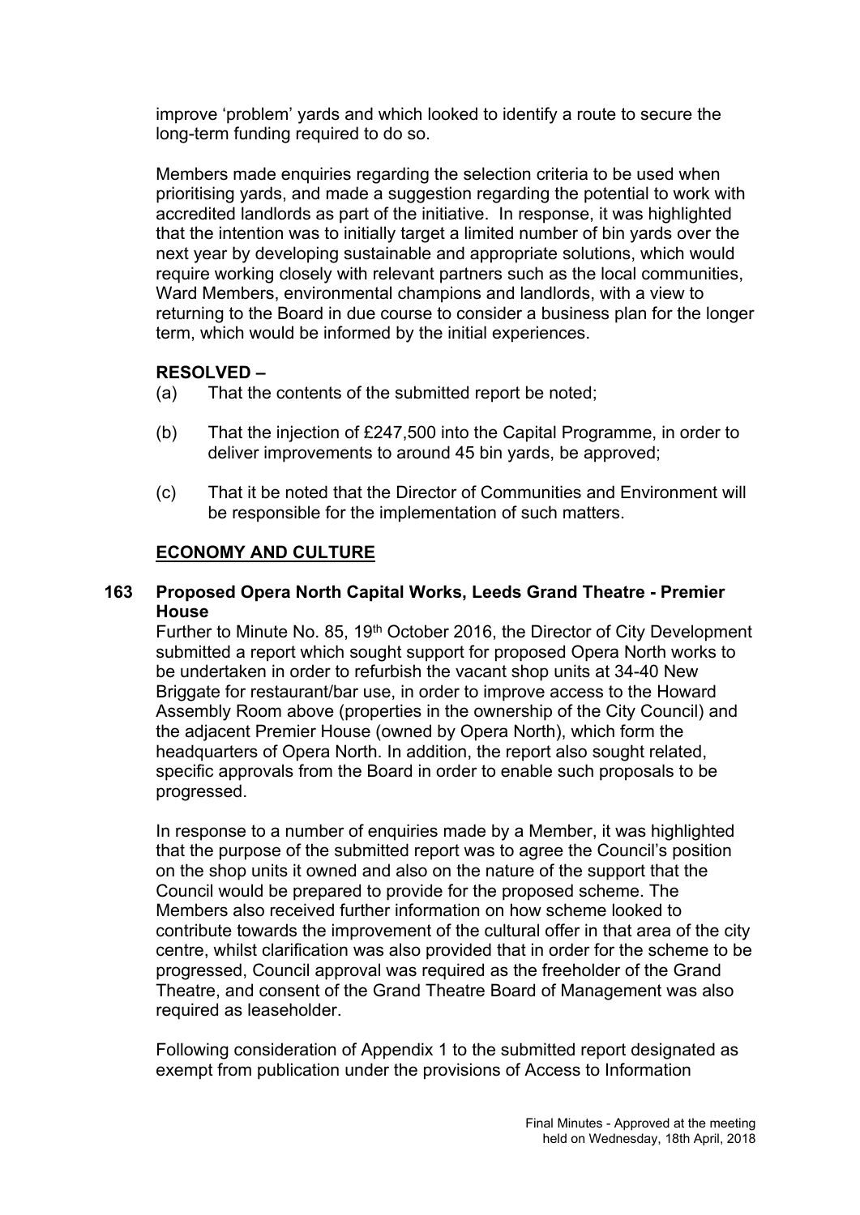improve 'problem' yards and which looked to identify a route to secure the long-term funding required to do so.

Members made enquiries regarding the selection criteria to be used when prioritising yards, and made a suggestion regarding the potential to work with accredited landlords as part of the initiative. In response, it was highlighted that the intention was to initially target a limited number of bin yards over the next year by developing sustainable and appropriate solutions, which would require working closely with relevant partners such as the local communities, Ward Members, environmental champions and landlords, with a view to returning to the Board in due course to consider a business plan for the longer term, which would be informed by the initial experiences.

**RESOLVED –**

(a) That the contents of the submitted report be noted;

(b) That the injection of £247,500 into the Capital Programme, in order to deliver improvements to around 45 bin yards, be approved;

(c) That it be noted that the Director of Communities and Environment will be responsible for the implementation of such matters.

**ECONOMY AND CULTURE**

**163 Proposed Opera North Capital Works, Leeds Grand Theatre - Premier House**

Further to Minute No. 85, 19th October 2016, the Director of City Development submitted a report which sought support for proposed Opera North works to be undertaken in order to refurbish the vacant shop units at 34-40 New Briggate for restaurant/bar use, in order to improve access to the Howard Assembly Room above (properties in the ownership of the City Council) and the adjacent Premier House (owned by Opera North), which form the headquarters of Opera North. In addition, the report also sought related, specific approvals from the Board in order to enable such proposals to be progressed.

In response to a number of enquiries made by a Member, it was highlighted that the purpose of the submitted report was to agree the Council's position on the shop units it owned and also on the nature of the support that the Council would be prepared to provide for the proposed scheme. The Members also received further information on how scheme looked to contribute towards the improvement of the cultural offer in that area of the city centre, whilst clarification was also provided that in order for the scheme to be progressed, Council approval was required as the freeholder of the Grand Theatre, and consent of the Grand Theatre Board of Management was also required as leaseholder.

Following consideration of Appendix 1 to the submitted report designated as exempt from publication under the provisions of Access to Information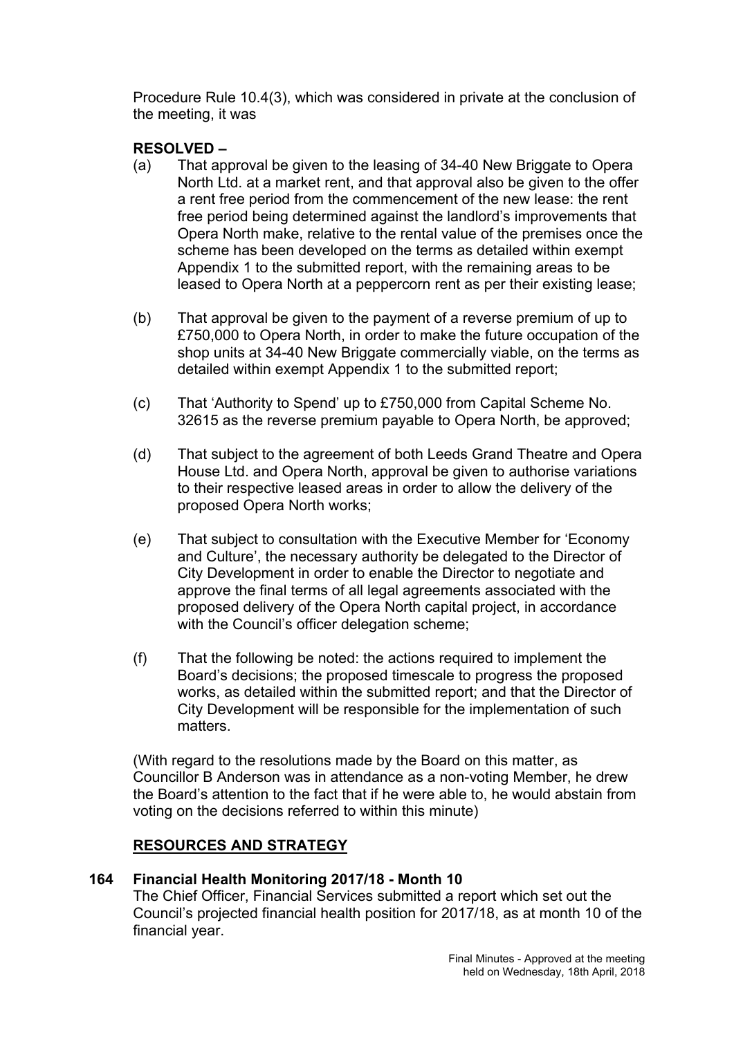Procedure Rule 10.4(3), which was considered in private at the conclusion of the meeting, it was

**RESOLVED –**

(a) That approval be given to the leasing of 34-40 New Briggate to Opera North Ltd. at a market rent, and that approval also be given to the offer a rent free period from the commencement of the new lease: the rent free period being determined against the landlord's improvements that Opera North make, relative to the rental value of the premises once the scheme has been developed on the terms as detailed within exempt Appendix 1 to the submitted report, with the remaining areas to be leased to Opera North at a peppercorn rent as per their existing lease;

(b) That approval be given to the payment of a reverse premium of up to £750,000 to Opera North, in order to make the future occupation of the shop units at 34-40 New Briggate commercially viable, on the terms as detailed within exempt Appendix 1 to the submitted report;

(c) That 'Authority to Spend' up to £750,000 from Capital Scheme No. 32615 as the reverse premium payable to Opera North, be approved;

(d) That subject to the agreement of both Leeds Grand Theatre and Opera House Ltd. and Opera North, approval be given to authorise variations to their respective leased areas in order to allow the delivery of the proposed Opera North works;

(e) That subject to consultation with the Executive Member for 'Economy and Culture', the necessary authority be delegated to the Director of City Development in order to enable the Director to negotiate and approve the final terms of all legal agreements associated with the proposed delivery of the Opera North capital project, in accordance with the Council's officer delegation scheme;

(f) That the following be noted: the actions required to implement the Board's decisions; the proposed timescale to progress the proposed works, as detailed within the submitted report; and that the Director of City Development will be responsible for the implementation of such matters.

(With regard to the resolutions made by the Board on this matter, as Councillor B Anderson was in attendance as a non-voting Member, he drew the Board's attention to the fact that if he were able to, he would abstain from voting on the decisions referred to within this minute)

## RESOURCES AND STRATEGY

### 164 Financial Health Monitoring 2017/18 - Month 10

The Chief Officer, Financial Services submitted a report which set out the Council's projected financial health position for 2017/18, as at month 10 of the financial year.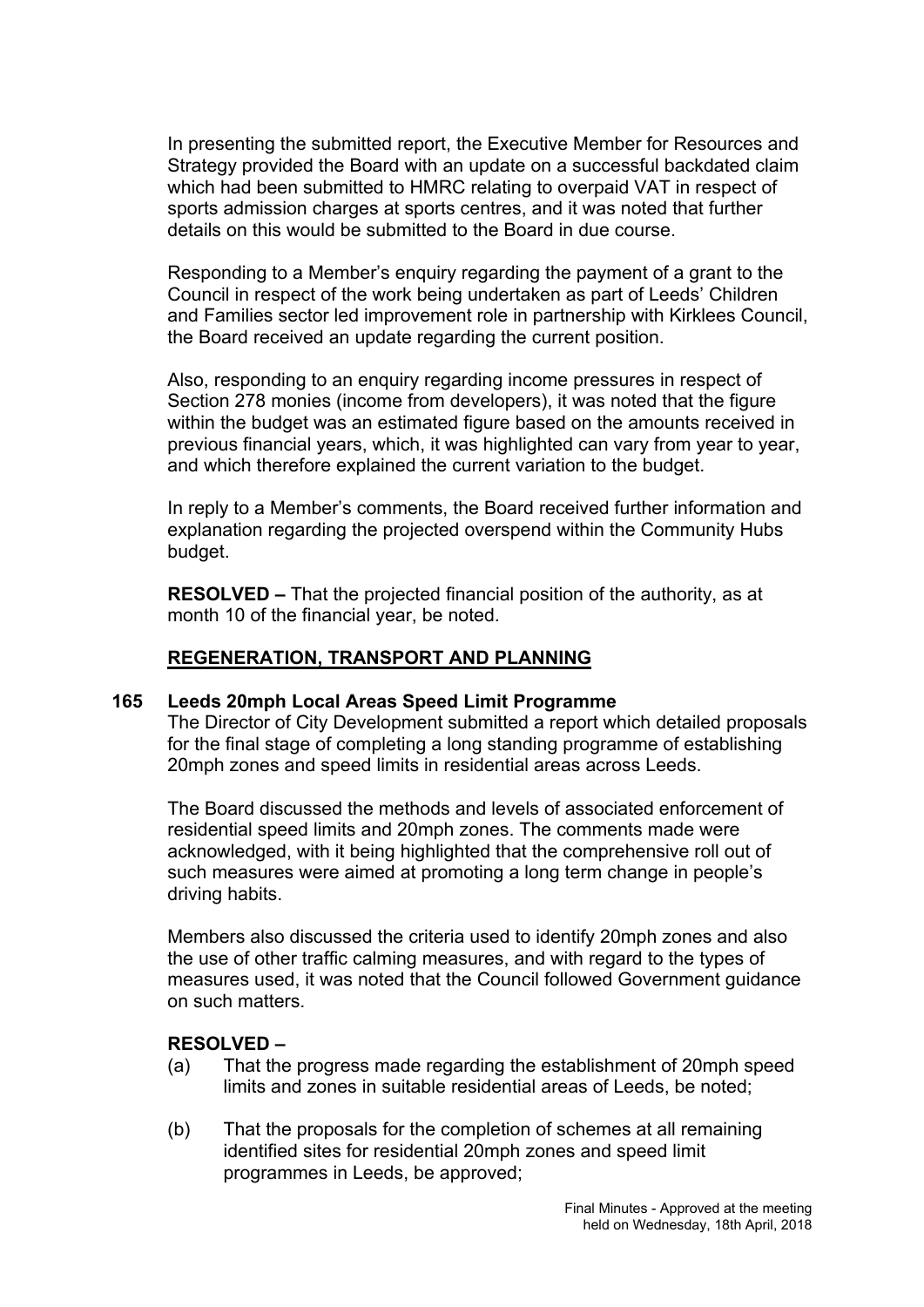In presenting the submitted report, the Executive Member for Resources and Strategy provided the Board with an update on a successful backdated claim which had been submitted to HMRC relating to overpaid VAT in respect of sports admission charges at sports centres, and it was noted that further details on this would be submitted to the Board in due course.

Responding to a Member's enquiry regarding the payment of a grant to the Council in respect of the work being undertaken as part of Leeds' Children and Families sector led improvement role in partnership with Kirklees Council, the Board received an update regarding the current position.

Also, responding to an enquiry regarding income pressures in respect of Section 278 monies (income from developers), it was noted that the figure within the budget was an estimated figure based on the amounts received in previous financial years, which, it was highlighted can vary from year to year, and which therefore explained the current variation to the budget.

In reply to a Member's comments, the Board received further information and explanation regarding the projected overspend within the Community Hubs budget.

**RESOLVED –** That the projected financial position of the authority, as at month 10 of the financial year, be noted.

## REGENERATION, TRANSPORT AND PLANNING

### 165 Leeds 20mph Local Areas Speed Limit Programme

The Director of City Development submitted a report which detailed proposals for the final stage of completing a long standing programme of establishing 20mph zones and speed limits in residential areas across Leeds.

The Board discussed the methods and levels of associated enforcement of residential speed limits and 20mph zones. The comments made were acknowledged, with it being highlighted that the comprehensive roll out of such measures were aimed at promoting a long term change in people's driving habits.

Members also discussed the criteria used to identify 20mph zones and also the use of other traffic calming measures, and with regard to the types of measures used, it was noted that the Council followed Government guidance on such matters.

**RESOLVED –**

(a) That the progress made regarding the establishment of 20mph speed limits and zones in suitable residential areas of Leeds, be noted;

(b) That the proposals for the completion of schemes at all remaining identified sites for residential 20mph zones and speed limit programmes in Leeds, be approved;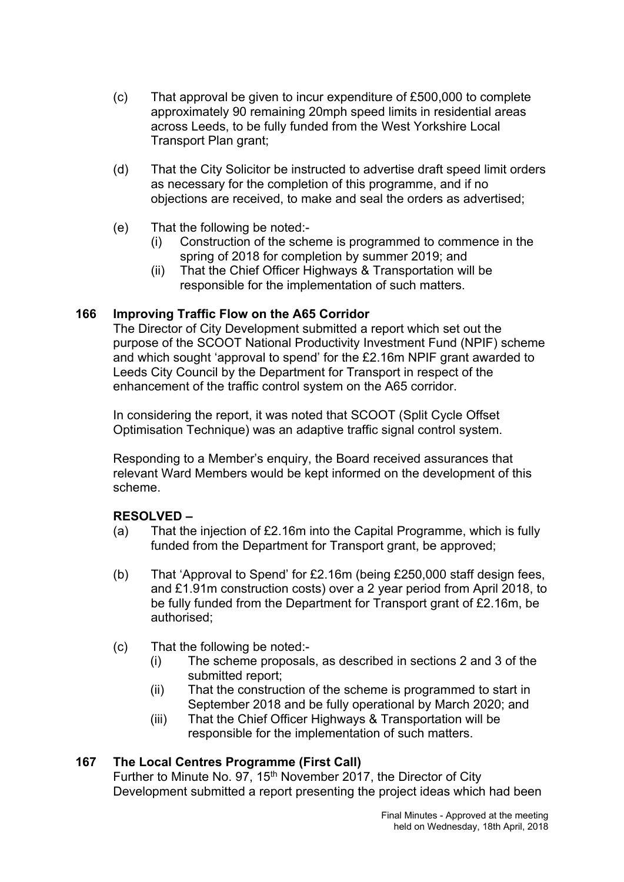(c) That approval be given to incur expenditure of £500,000 to complete approximately 90 remaining 20mph speed limits in residential areas across Leeds, to be fully funded from the West Yorkshire Local Transport Plan grant;

(d) That the City Solicitor be instructed to advertise draft speed limit orders as necessary for the completion of this programme, and if no objections are received, to make and seal the orders as advertised;

(e) That the following be noted:-
  (i) Construction of the scheme is programmed to commence in the spring of 2018 for completion by summer 2019; and
  (ii) That the Chief Officer Highways & Transportation will be responsible for the implementation of such matters.

**166 Improving Traffic Flow on the A65 Corridor**

The Director of City Development submitted a report which set out the purpose of the SCOOT National Productivity Investment Fund (NPIF) scheme and which sought 'approval to spend' for the £2.16m NPIF grant awarded to Leeds City Council by the Department for Transport in respect of the enhancement of the traffic control system on the A65 corridor.

In considering the report, it was noted that SCOOT (Split Cycle Offset Optimisation Technique) was an adaptive traffic signal control system.

Responding to a Member's enquiry, the Board received assurances that relevant Ward Members would be kept informed on the development of this scheme.

**RESOLVED –**

(a) That the injection of £2.16m into the Capital Programme, which is fully funded from the Department for Transport grant, be approved;

(b) That 'Approval to Spend' for £2.16m (being £250,000 staff design fees, and £1.91m construction costs) over a 2 year period from April 2018, to be fully funded from the Department for Transport grant of £2.16m, be authorised;

(c) That the following be noted:-
  (i) The scheme proposals, as described in sections 2 and 3 of the submitted report;
  (ii) That the construction of the scheme is programmed to start in September 2018 and be fully operational by March 2020; and
  (iii) That the Chief Officer Highways & Transportation will be responsible for the implementation of such matters.

**167 The Local Centres Programme (First Call)**

Further to Minute No. 97, 15th November 2017, the Director of City Development submitted a report presenting the project ideas which had been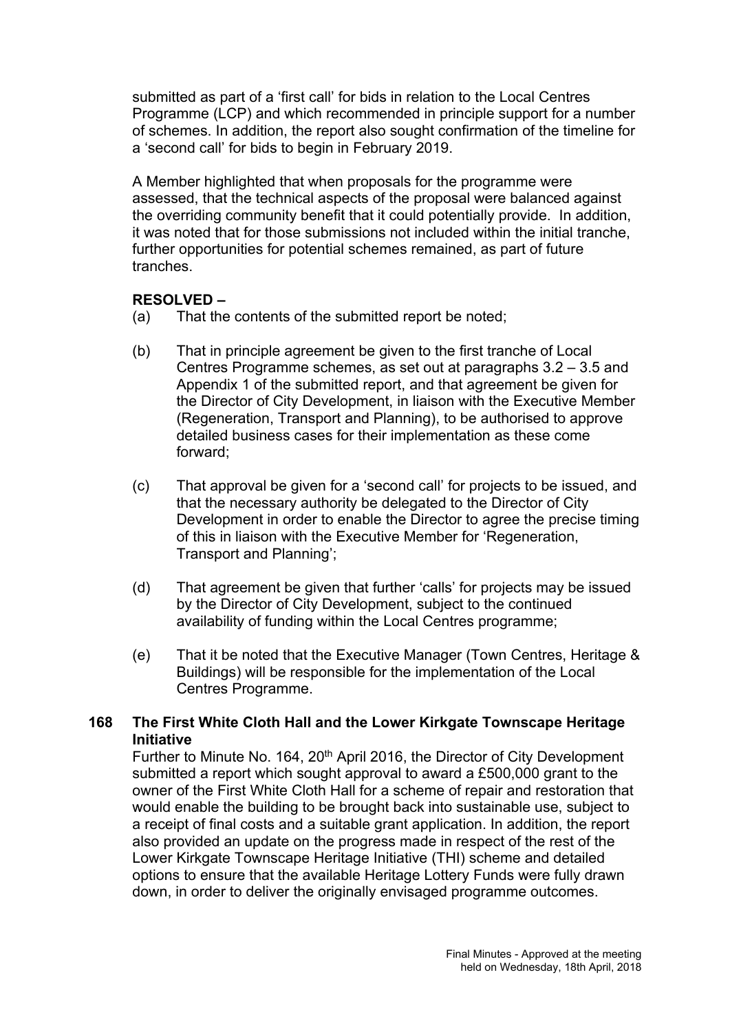submitted as part of a 'first call' for bids in relation to the Local Centres Programme (LCP) and which recommended in principle support for a number of schemes. In addition, the report also sought confirmation of the timeline for a 'second call' for bids to begin in February 2019.

A Member highlighted that when proposals for the programme were assessed, that the technical aspects of the proposal were balanced against the overriding community benefit that it could potentially provide. In addition, it was noted that for those submissions not included within the initial tranche, further opportunities for potential schemes remained, as part of future tranches.

**RESOLVED –**

(a) That the contents of the submitted report be noted;

(b) That in principle agreement be given to the first tranche of Local Centres Programme schemes, as set out at paragraphs 3.2 – 3.5 and Appendix 1 of the submitted report, and that agreement be given for the Director of City Development, in liaison with the Executive Member (Regeneration, Transport and Planning), to be authorised to approve detailed business cases for their implementation as these come forward;

(c) That approval be given for a 'second call' for projects to be issued, and that the necessary authority be delegated to the Director of City Development in order to enable the Director to agree the precise timing of this in liaison with the Executive Member for 'Regeneration, Transport and Planning';

(d) That agreement be given that further 'calls' for projects may be issued by the Director of City Development, subject to the continued availability of funding within the Local Centres programme;

(e) That it be noted that the Executive Manager (Town Centres, Heritage & Buildings) will be responsible for the implementation of the Local Centres Programme.

**168 The First White Cloth Hall and the Lower Kirkgate Townscape Heritage Initiative**

Further to Minute No. 164, 20th April 2016, the Director of City Development submitted a report which sought approval to award a £500,000 grant to the owner of the First White Cloth Hall for a scheme of repair and restoration that would enable the building to be brought back into sustainable use, subject to a receipt of final costs and a suitable grant application. In addition, the report also provided an update on the progress made in respect of the rest of the Lower Kirkgate Townscape Heritage Initiative (THI) scheme and detailed options to ensure that the available Heritage Lottery Funds were fully drawn down, in order to deliver the originally envisaged programme outcomes.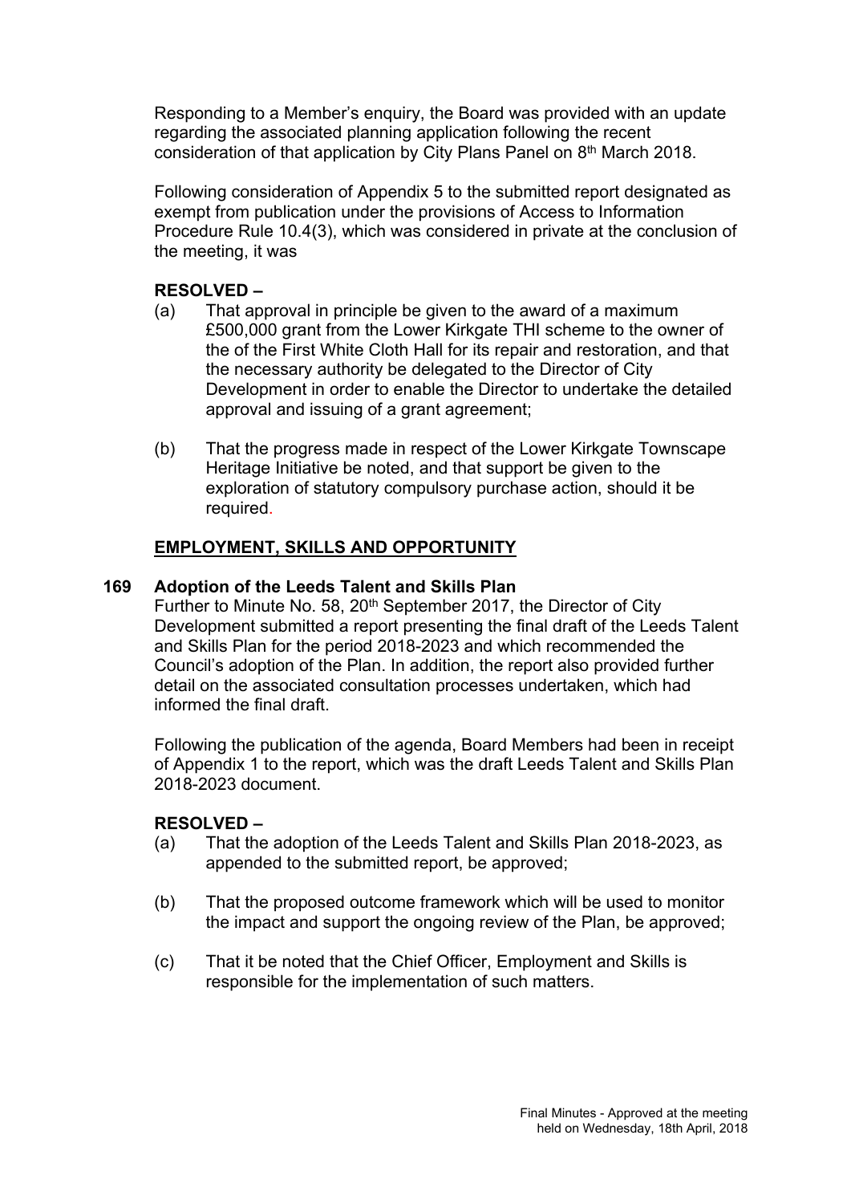Responding to a Member's enquiry, the Board was provided with an update regarding the associated planning application following the recent consideration of that application by City Plans Panel on 8th March 2018.

Following consideration of Appendix 5 to the submitted report designated as exempt from publication under the provisions of Access to Information Procedure Rule 10.4(3), which was considered in private at the conclusion of the meeting, it was

**RESOLVED –**

(a) That approval in principle be given to the award of a maximum £500,000 grant from the Lower Kirkgate THI scheme to the owner of the of the First White Cloth Hall for its repair and restoration, and that the necessary authority be delegated to the Director of City Development in order to enable the Director to undertake the detailed approval and issuing of a grant agreement;

(b) That the progress made in respect of the Lower Kirkgate Townscape Heritage Initiative be noted, and that support be given to the exploration of statutory compulsory purchase action, should it be required.

## EMPLOYMENT, SKILLS AND OPPORTUNITY

### 169 Adoption of the Leeds Talent and Skills Plan

Further to Minute No. 58, 20th September 2017, the Director of City Development submitted a report presenting the final draft of the Leeds Talent and Skills Plan for the period 2018-2023 and which recommended the Council's adoption of the Plan. In addition, the report also provided further detail on the associated consultation processes undertaken, which had informed the final draft.

Following the publication of the agenda, Board Members had been in receipt of Appendix 1 to the report, which was the draft Leeds Talent and Skills Plan 2018-2023 document.

**RESOLVED –**

(a) That the adoption of the Leeds Talent and Skills Plan 2018-2023, as appended to the submitted report, be approved;

(b) That the proposed outcome framework which will be used to monitor the impact and support the ongoing review of the Plan, be approved;

(c) That it be noted that the Chief Officer, Employment and Skills is responsible for the implementation of such matters.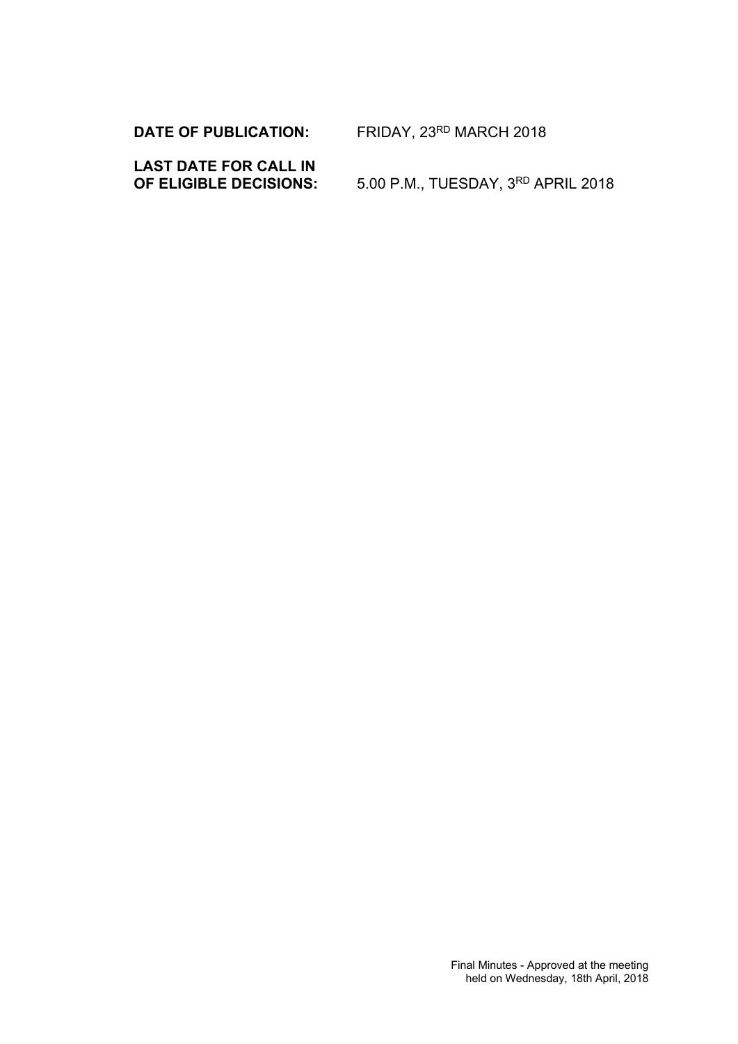**DATE OF PUBLICATION:** FRIDAY, 23RD MARCH 2018

**LAST DATE FOR CALL IN OF ELIGIBLE DECISIONS:** 5.00 P.M., TUESDAY, 3RD APRIL 2018